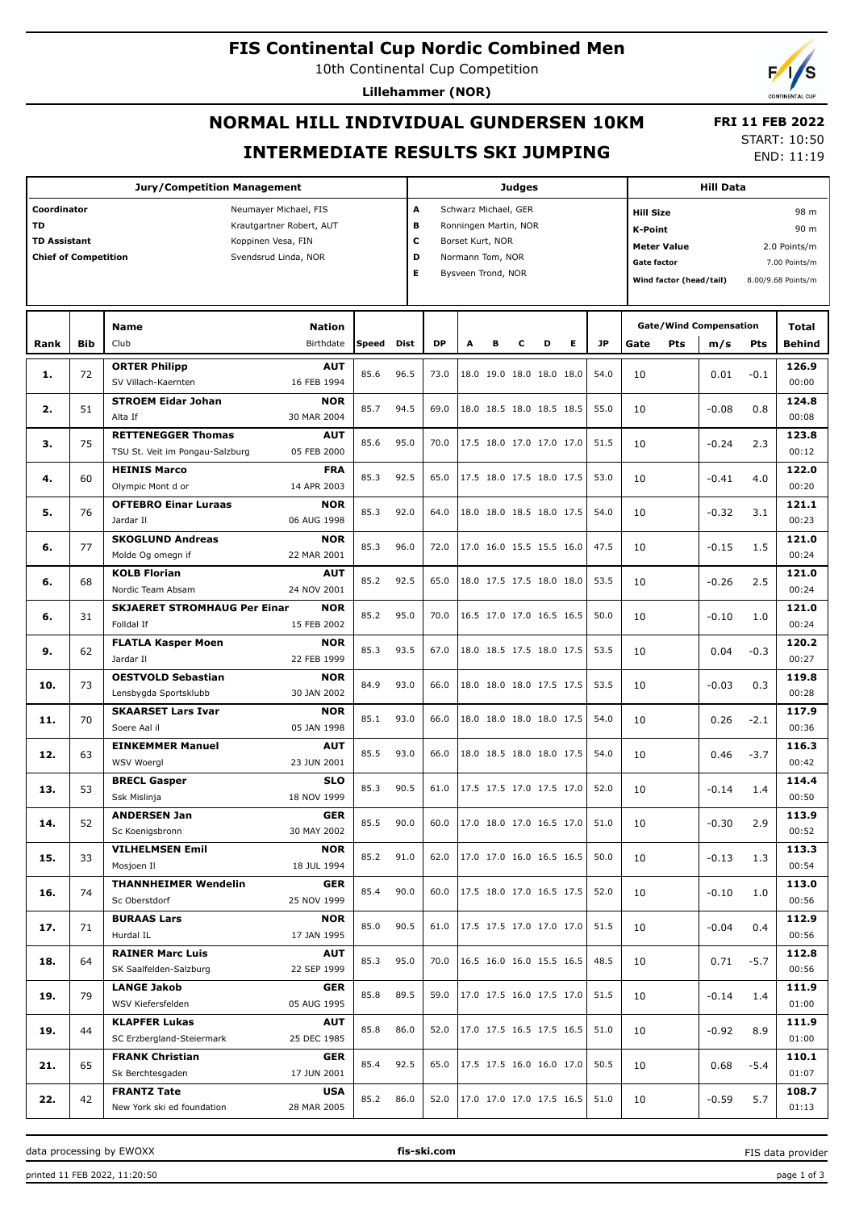# FIS Continental Cup Nordic Combined Men

10th Continental Cup Competition

**Lillehammer (NOR)**

## NORMAL HILL INDIVIDUAL GUNDERSEN 10KM

## INTERMEDIATE RESULTS SKI JUMPING

**FRI 11 FEB 2022**

START: 10:50

END: 11:19

| Jury/Competition Management | |
|---|---|
| Coordinator | Neumayer Michael, FIS |
| TD | Krautgartner Robert, AUT |
| TD Assistant | Koppinen Vesa, FIN |
| Chief of Competition | Svendsrud Linda, NOR |

| Judges | |
|---|---|
| A | Schwarz Michael, GER |
| B | Ronningen Martin, NOR |
| C | Borset Kurt, NOR |
| D | Normann Tom, NOR |
| E | Bysveen Trond, NOR |

| Hill Data | |
|---|---|
| Hill Size | 98 m |
| K-Point | 90 m |
| Meter Value | 2.0 Points/m |
| Gate factor | 7.00 Points/m |
| Wind factor (head/tail) | 8.00/9.68 Points/m |

| Rank | Bib | Name / Club | Nation / Birthdate | Speed | Dist | DP | A | B | C | D | E | JP | Gate | Pts | m/s | Pts | Total / Behind |
|---|---|---|---|---|---|---|---|---|---|---|---|---|---|---|---|---|---|
| 1. | 72 | **ORTER Philipp** SV Villach-Kaernten | **AUT** 16 FEB 1994 | 85.6 | 96.5 | 73.0 | 18.0 | 19.0 | 18.0 | 18.0 | 18.0 | 54.0 | 10 | | 0.01 | -0.1 | **126.9** 00:00 |
| 2. | 51 | **STROEM Eidar Johan** Alta If | **NOR** 30 MAR 2004 | 85.7 | 94.5 | 69.0 | 18.0 | 18.5 | 18.0 | 18.5 | 18.5 | 55.0 | 10 | | -0.08 | 0.8 | **124.8** 00:08 |
| 3. | 75 | **RETTENEGGER Thomas** TSU St. Veit im Pongau-Salzburg | **AUT** 05 FEB 2000 | 85.6 | 95.0 | 70.0 | 17.5 | 18.0 | 17.0 | 17.0 | 17.0 | 51.5 | 10 | | -0.24 | 2.3 | **123.8** 00:12 |
| 4. | 60 | **HEINIS Marco** Olympic Mont d or | **FRA** 14 APR 2003 | 85.3 | 92.5 | 65.0 | 17.5 | 18.0 | 17.5 | 18.0 | 17.5 | 53.0 | 10 | | -0.41 | 4.0 | **122.0** 00:20 |
| 5. | 76 | **OFTEBRO Einar Luraas** Jardar Il | **NOR** 06 AUG 1998 | 85.3 | 92.0 | 64.0 | 18.0 | 18.0 | 18.5 | 18.0 | 17.5 | 54.0 | 10 | | -0.32 | 3.1 | **121.1** 00:23 |
| 6. | 77 | **SKOGLUND Andreas** Molde Og omegn if | **NOR** 22 MAR 2001 | 85.3 | 96.0 | 72.0 | 17.0 | 16.0 | 15.5 | 15.5 | 16.0 | 47.5 | 10 | | -0.15 | 1.5 | **121.0** 00:24 |
| 6. | 68 | **KOLB Florian** Nordic Team Absam | **AUT** 24 NOV 2001 | 85.2 | 92.5 | 65.0 | 18.0 | 17.5 | 17.5 | 18.0 | 18.0 | 53.5 | 10 | | -0.26 | 2.5 | **121.0** 00:24 |
| 6. | 31 | **SKJAERET STROMHAUG Per Einar** Folldal If | **NOR** 15 FEB 2002 | 85.2 | 95.0 | 70.0 | 16.5 | 17.0 | 17.0 | 16.5 | 16.5 | 50.0 | 10 | | -0.10 | 1.0 | **121.0** 00:24 |
| 9. | 62 | **FLATLA Kasper Moen** Jardar Il | **NOR** 22 FEB 1999 | 85.3 | 93.5 | 67.0 | 18.0 | 18.5 | 17.5 | 18.0 | 17.5 | 53.5 | 10 | | 0.04 | -0.3 | **120.2** 00:27 |
| 10. | 73 | **OESTVOLD Sebastian** Lensbygda Sportsklubb | **NOR** 30 JAN 2002 | 84.9 | 93.0 | 66.0 | 18.0 | 18.0 | 18.0 | 17.5 | 17.5 | 53.5 | 10 | | -0.03 | 0.3 | **119.8** 00:28 |
| 11. | 70 | **SKAARSET Lars Ivar** Soere Aal il | **NOR** 05 JAN 1998 | 85.1 | 93.0 | 66.0 | 18.0 | 18.0 | 18.0 | 18.0 | 17.5 | 54.0 | 10 | | 0.26 | -2.1 | **117.9** 00:36 |
| 12. | 63 | **EINKEMMER Manuel** WSV Woergl | **AUT** 23 JUN 2001 | 85.5 | 93.0 | 66.0 | 18.0 | 18.5 | 18.0 | 18.0 | 17.5 | 54.0 | 10 | | 0.46 | -3.7 | **116.3** 00:42 |
| 13. | 53 | **BRECL Gasper** Ssk Mislinja | **SLO** 18 NOV 1999 | 85.3 | 90.5 | 61.0 | 17.5 | 17.5 | 17.0 | 17.5 | 17.0 | 52.0 | 10 | | -0.14 | 1.4 | **114.4** 00:50 |
| 14. | 52 | **ANDERSEN Jan** Sc Koenigsbronn | **GER** 30 MAY 2002 | 85.5 | 90.0 | 60.0 | 17.0 | 18.0 | 17.0 | 16.5 | 17.0 | 51.0 | 10 | | -0.30 | 2.9 | **113.9** 00:52 |
| 15. | 33 | **VILHELMSEN Emil** Mosjoen Il | **NOR** 18 JUL 1994 | 85.2 | 91.0 | 62.0 | 17.0 | 17.0 | 16.0 | 16.5 | 16.5 | 50.0 | 10 | | -0.13 | 1.3 | **113.3** 00:54 |
| 16. | 74 | **THANNHEIMER Wendelin** Sc Oberstdorf | **GER** 25 NOV 1999 | 85.4 | 90.0 | 60.0 | 17.5 | 18.0 | 17.0 | 16.5 | 17.5 | 52.0 | 10 | | -0.10 | 1.0 | **113.0** 00:56 |
| 17. | 71 | **BURAAS Lars** Hurdal IL | **NOR** 17 JAN 1995 | 85.0 | 90.5 | 61.0 | 17.5 | 17.5 | 17.0 | 17.0 | 17.0 | 51.5 | 10 | | -0.04 | 0.4 | **112.9** 00:56 |
| 18. | 64 | **RAINER Marc Luis** SK Saalfelden-Salzburg | **AUT** 22 SEP 1999 | 85.3 | 95.0 | 70.0 | 16.5 | 16.0 | 16.0 | 15.5 | 16.5 | 48.5 | 10 | | 0.71 | -5.7 | **112.8** 00:56 |
| 19. | 79 | **LANGE Jakob** WSV Kiefersfelden | **GER** 05 AUG 1995 | 85.8 | 89.5 | 59.0 | 17.0 | 17.5 | 16.0 | 17.5 | 17.0 | 51.5 | 10 | | -0.14 | 1.4 | **111.9** 01:00 |
| 19. | 44 | **KLAPFER Lukas** SC Erzbergland-Steiermark | **AUT** 25 DEC 1985 | 85.8 | 86.0 | 52.0 | 17.0 | 17.5 | 16.5 | 17.5 | 16.5 | 51.0 | 10 | | -0.92 | 8.9 | **111.9** 01:00 |
| 21. | 65 | **FRANK Christian** Sk Berchtesgaden | **GER** 17 JUN 2001 | 85.4 | 92.5 | 65.0 | 17.5 | 17.5 | 16.0 | 16.0 | 17.0 | 50.5 | 10 | | 0.68 | -5.4 | **110.1** 01:07 |
| 22. | 42 | **FRANTZ Tate** New York ski ed foundation | **USA** 28 MAR 2005 | 85.2 | 86.0 | 52.0 | 17.0 | 17.0 | 17.0 | 17.5 | 16.5 | 51.0 | 10 | | -0.59 | 5.7 | **108.7** 01:13 |

data processing by EWOXX — fis-ski.com — FIS data provider

printed 11 FEB 2022, 11:20:50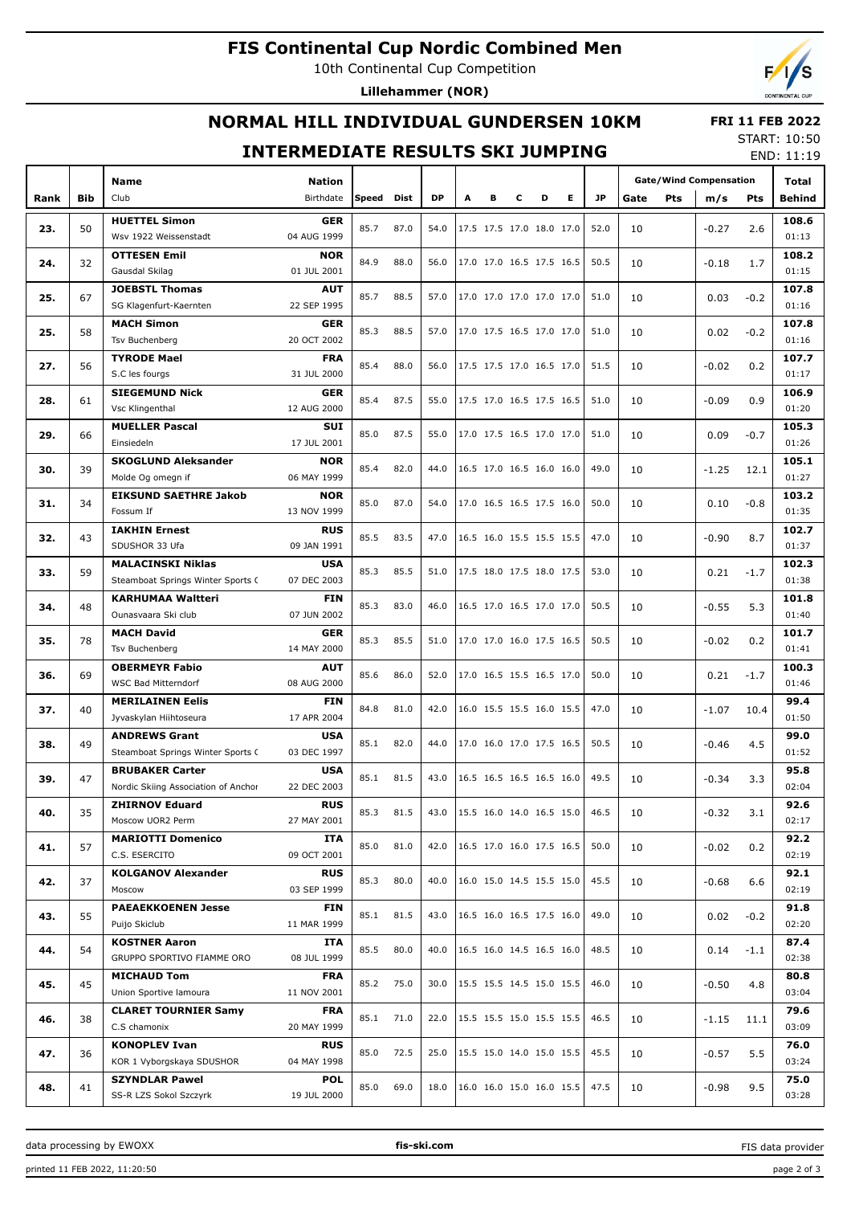# FIS Continental Cup Nordic Combined Men

10th Continental Cup Competition

**Lillehammer (NOR)**

## NORMAL HILL INDIVIDUAL GUNDERSEN 10KM

## INTERMEDIATE RESULTS SKI JUMPING

**FRI 11 FEB 2022**
START: 10:50
END: 11:19

| Rank | Bib | Name / Club | Nation / Birthdate | Speed | Dist | DP | A | B | C | D | E | JP | Gate | Pts | m/s | Pts | Total / Behind |
|---|---|---|---|---|---|---|---|---|---|---|---|---|---|---|---|---|---|
| | | | | | | | | | | | | | Gate/Wind Compensation | | | | |
| 23. | 50 | **HUETTEL Simon** Wsv 1922 Weissenstadt | **GER** 04 AUG 1999 | 85.7 | 87.0 | 54.0 | 17.5 | 17.5 | 17.0 | 18.0 | 17.0 | 52.0 | 10 | | -0.27 | 2.6 | **108.6** 01:13 |
| 24. | 32 | **OTTESEN Emil** Gausdal Skilag | **NOR** 01 JUL 2001 | 84.9 | 88.0 | 56.0 | 17.0 | 17.0 | 16.5 | 17.5 | 16.5 | 50.5 | 10 | | -0.18 | 1.7 | **108.2** 01:15 |
| 25. | 67 | **JOEBSTL Thomas** SG Klagenfurt-Kaernten | **AUT** 22 SEP 1995 | 85.7 | 88.5 | 57.0 | 17.0 | 17.0 | 17.0 | 17.0 | 17.0 | 51.0 | 10 | | 0.03 | -0.2 | **107.8** 01:16 |
| 25. | 58 | **MACH Simon** Tsv Buchenberg | **GER** 20 OCT 2002 | 85.3 | 88.5 | 57.0 | 17.0 | 17.5 | 16.5 | 17.0 | 17.0 | 51.0 | 10 | | 0.02 | -0.2 | **107.8** 01:16 |
| 27. | 56 | **TYRODE Mael** S.C les fourgs | **FRA** 31 JUL 2000 | 85.4 | 88.0 | 56.0 | 17.5 | 17.5 | 17.0 | 16.5 | 17.0 | 51.5 | 10 | | -0.02 | 0.2 | **107.7** 01:17 |
| 28. | 61 | **SIEGEMUND Nick** Vsc Klingenthal | **GER** 12 AUG 2000 | 85.4 | 87.5 | 55.0 | 17.5 | 17.0 | 16.5 | 17.5 | 16.5 | 51.0 | 10 | | -0.09 | 0.9 | **106.9** 01:20 |
| 29. | 66 | **MUELLER Pascal** Einsiedeln | **SUI** 17 JUL 2001 | 85.0 | 87.5 | 55.0 | 17.0 | 17.5 | 16.5 | 17.0 | 17.0 | 51.0 | 10 | | 0.09 | -0.7 | **105.3** 01:26 |
| 30. | 39 | **SKOGLUND Aleksander** Molde Og omegn if | **NOR** 06 MAY 1999 | 85.4 | 82.0 | 44.0 | 16.5 | 17.0 | 16.5 | 16.0 | 16.0 | 49.0 | 10 | | -1.25 | 12.1 | **105.1** 01:27 |
| 31. | 34 | **EIKSUND SAETHRE Jakob** Fossum If | **NOR** 13 NOV 1999 | 85.0 | 87.0 | 54.0 | 17.0 | 16.5 | 16.5 | 17.5 | 16.0 | 50.0 | 10 | | 0.10 | -0.8 | **103.2** 01:35 |
| 32. | 43 | **IAKHIN Ernest** SDUSHOR 33 Ufa | **RUS** 09 JAN 1991 | 85.5 | 83.5 | 47.0 | 16.5 | 16.0 | 15.5 | 15.5 | 15.5 | 47.0 | 10 | | -0.90 | 8.7 | **102.7** 01:37 |
| 33. | 59 | **MALACINSKI Niklas** Steamboat Springs Winter Sports C | **USA** 07 DEC 2003 | 85.3 | 85.5 | 51.0 | 17.5 | 18.0 | 17.5 | 18.0 | 17.5 | 53.0 | 10 | | 0.21 | -1.7 | **102.3** 01:38 |
| 34. | 48 | **KARHUMAA Waltteri** Ounasvaara Ski club | **FIN** 07 JUN 2002 | 85.3 | 83.0 | 46.0 | 16.5 | 17.0 | 16.5 | 17.0 | 17.0 | 50.5 | 10 | | -0.55 | 5.3 | **101.8** 01:40 |
| 35. | 78 | **MACH David** Tsv Buchenberg | **GER** 14 MAY 2000 | 85.3 | 85.5 | 51.0 | 17.0 | 17.0 | 16.0 | 17.5 | 16.5 | 50.5 | 10 | | -0.02 | 0.2 | **101.7** 01:41 |
| 36. | 69 | **OBERMEYR Fabio** WSC Bad Mitterndorf | **AUT** 08 AUG 2000 | 85.6 | 86.0 | 52.0 | 17.0 | 16.5 | 15.5 | 16.5 | 17.0 | 50.0 | 10 | | 0.21 | -1.7 | **100.3** 01:46 |
| 37. | 40 | **MERILAINEN Eelis** Jyvaskylan Hiihtoseura | **FIN** 17 APR 2004 | 84.8 | 81.0 | 42.0 | 16.0 | 15.5 | 15.5 | 16.0 | 15.5 | 47.0 | 10 | | -1.07 | 10.4 | **99.4** 01:50 |
| 38. | 49 | **ANDREWS Grant** Steamboat Springs Winter Sports C | **USA** 03 DEC 1997 | 85.1 | 82.0 | 44.0 | 17.0 | 16.0 | 17.0 | 17.5 | 16.5 | 50.5 | 10 | | -0.46 | 4.5 | **99.0** 01:52 |
| 39. | 47 | **BRUBAKER Carter** Nordic Skiing Association of Anchor | **USA** 22 DEC 2003 | 85.1 | 81.5 | 43.0 | 16.5 | 16.5 | 16.5 | 16.5 | 16.0 | 49.5 | 10 | | -0.34 | 3.3 | **95.8** 02:04 |
| 40. | 35 | **ZHIRNOV Eduard** Moscow UOR2 Perm | **RUS** 27 MAY 2001 | 85.3 | 81.5 | 43.0 | 15.5 | 16.0 | 14.0 | 16.5 | 15.0 | 46.5 | 10 | | -0.32 | 3.1 | **92.6** 02:17 |
| 41. | 57 | **MARIOTTI Domenico** C.S. ESERCITO | **ITA** 09 OCT 2001 | 85.0 | 81.0 | 42.0 | 16.5 | 17.0 | 16.0 | 17.5 | 16.5 | 50.0 | 10 | | -0.02 | 0.2 | **92.2** 02:19 |
| 42. | 37 | **KOLGANOV Alexander** Moscow | **RUS** 03 SEP 1999 | 85.3 | 80.0 | 40.0 | 16.0 | 15.0 | 14.5 | 15.5 | 15.0 | 45.5 | 10 | | -0.68 | 6.6 | **92.1** 02:19 |
| 43. | 55 | **PAEAEKKOENEN Jesse** Puijo Skiclub | **FIN** 11 MAR 1999 | 85.1 | 81.5 | 43.0 | 16.5 | 16.0 | 16.5 | 17.5 | 16.0 | 49.0 | 10 | | 0.02 | -0.2 | **91.8** 02:20 |
| 44. | 54 | **KOSTNER Aaron** GRUPPO SPORTIVO FIAMME ORO | **ITA** 08 JUL 1999 | 85.5 | 80.0 | 40.0 | 16.5 | 16.0 | 14.5 | 16.5 | 16.0 | 48.5 | 10 | | 0.14 | -1.1 | **87.4** 02:38 |
| 45. | 45 | **MICHAUD Tom** Union Sportive lamoura | **FRA** 11 NOV 2001 | 85.2 | 75.0 | 30.0 | 15.5 | 15.5 | 14.5 | 15.0 | 15.5 | 46.0 | 10 | | -0.50 | 4.8 | **80.8** 03:04 |
| 46. | 38 | **CLARET TOURNIER Samy** C.S chamonix | **FRA** 20 MAY 1999 | 85.1 | 71.0 | 22.0 | 15.5 | 15.5 | 15.0 | 15.5 | 15.5 | 46.5 | 10 | | -1.15 | 11.1 | **79.6** 03:09 |
| 47. | 36 | **KONOPLEV Ivan** KOR 1 Vyborgskaya SDUSHOR | **RUS** 04 MAY 1998 | 85.0 | 72.5 | 25.0 | 15.5 | 15.0 | 14.0 | 15.0 | 15.5 | 45.5 | 10 | | -0.57 | 5.5 | **76.0** 03:24 |
| 48. | 41 | **SZYNDLAR Pawel** SS-R LZS Sokol Szczyrk | **POL** 19 JUL 2000 | 85.0 | 69.0 | 18.0 | 16.0 | 16.0 | 15.0 | 16.0 | 15.5 | 47.5 | 10 | | -0.98 | 9.5 | **75.0** 03:28 |

data processing by EWOXX | fis-ski.com | FIS data provider

printed 11 FEB 2022, 11:20:50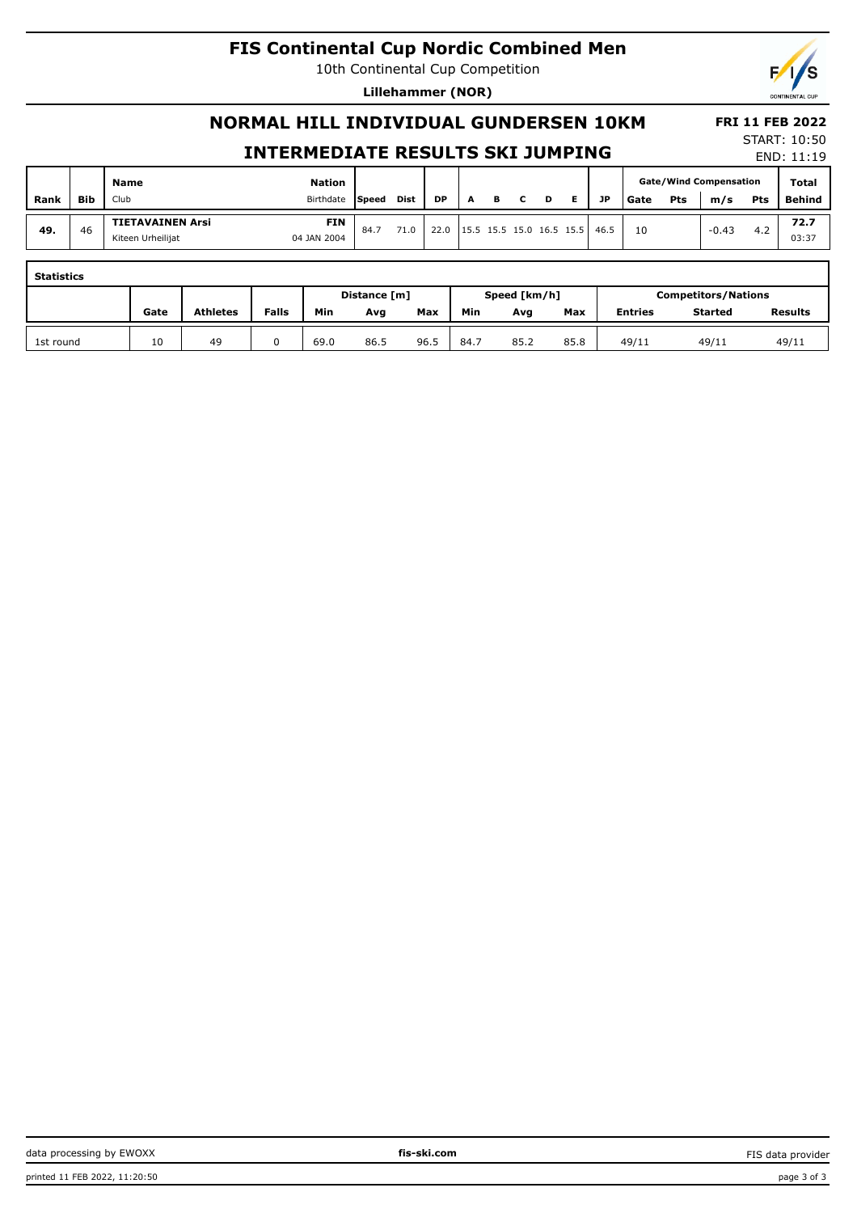# FIS Continental Cup Nordic Combined Men

10th Continental Cup Competition

**Lillehammer (NOR)**

## NORMAL HILL INDIVIDUAL GUNDERSEN 10KM

**FRI 11 FEB 2022**

START: 10:50

END: 11:19

## INTERMEDIATE RESULTS SKI JUMPING

| Rank | Bib | Name / Club | Nation / Birthdate | Speed | Dist | DP | A | B | C | D | E | JP | Gate/Wind Compensation: Gate | Pts | m/s | Pts | Total / Behind |
|---|---|---|---|---|---|---|---|---|---|---|---|---|---|---|---|---|---|
| 49. | 46 | **TIETAVAINEN Arsi** Kiteen Urheilijat | **FIN** 04 JAN 2004 | 84.7 | 71.0 | 22.0 | 15.5 | 15.5 | 15.0 | 16.5 | 15.5 | 46.5 | 10 | | -0.43 | 4.2 | **72.7** 03:37 |

**Statistics**

| | Gate | Athletes | Falls | Distance [m] Min | Avg | Max | Speed [km/h] Min | Avg | Max | Competitors/Nations Entries | Started | Results |
|---|---|---|---|---|---|---|---|---|---|---|---|---|
| 1st round | 10 | 49 | 0 | 69.0 | 86.5 | 96.5 | 84.7 | 85.2 | 85.8 | 49/11 | 49/11 | 49/11 |

data processing by EWOXX | fis-ski.com | FIS data provider

printed 11 FEB 2022, 11:20:50